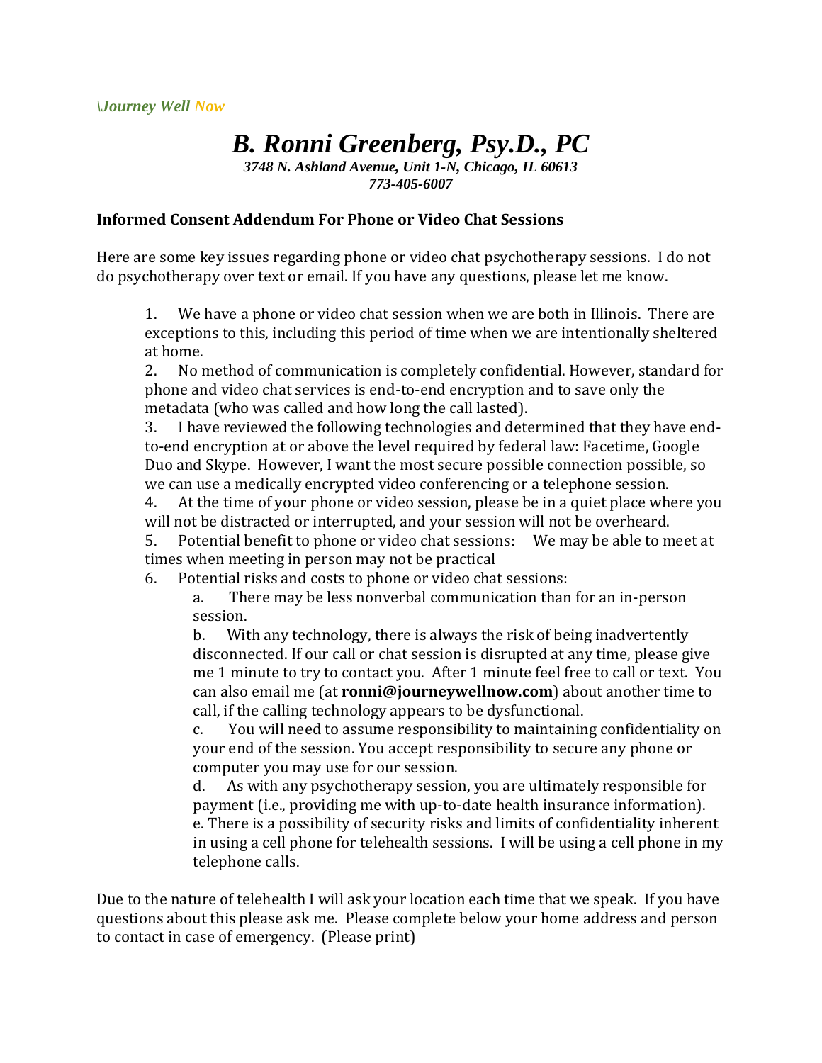\*Journey Well Now*

# *B. Ronni Greenberg, Psy.D., PC*

***3748 N. Ashland Avenue, Unit 1-N, Chicago, IL 60613***
***773-405-6007***

**Informed Consent Addendum For Phone or Video Chat Sessions**

Here are some key issues regarding phone or video chat psychotherapy sessions. I do not do psychotherapy over text or email. If you have any questions, please let me know.

1. We have a phone or video chat session when we are both in Illinois. There are exceptions to this, including this period of time when we are intentionally sheltered at home.
2. No method of communication is completely confidential. However, standard for phone and video chat services is end-to-end encryption and to save only the metadata (who was called and how long the call lasted).
3. I have reviewed the following technologies and determined that they have end-to-end encryption at or above the level required by federal law: Facetime, Google Duo and Skype. However, I want the most secure possible connection possible, so we can use a medically encrypted video conferencing or a telephone session.
4. At the time of your phone or video session, please be in a quiet place where you will not be distracted or interrupted, and your session will not be overheard.
5. Potential benefit to phone or video chat sessions: We may be able to meet at times when meeting in person may not be practical
6. Potential risks and costs to phone or video chat sessions:
   a. There may be less nonverbal communication than for an in-person session.
   b. With any technology, there is always the risk of being inadvertently disconnected. If our call or chat session is disrupted at any time, please give me 1 minute to try to contact you. After 1 minute feel free to call or text. You can also email me (at **ronni@journeywellnow.com**) about another time to call, if the calling technology appears to be dysfunctional.
   c. You will need to assume responsibility to maintaining confidentiality on your end of the session. You accept responsibility to secure any phone or computer you may use for our session.
   d. As with any psychotherapy session, you are ultimately responsible for payment (i.e., providing me with up-to-date health insurance information).
   e. There is a possibility of security risks and limits of confidentiality inherent in using a cell phone for telehealth sessions. I will be using a cell phone in my telephone calls.

Due to the nature of telehealth I will ask your location each time that we speak. If you have questions about this please ask me. Please complete below your home address and person to contact in case of emergency. (Please print)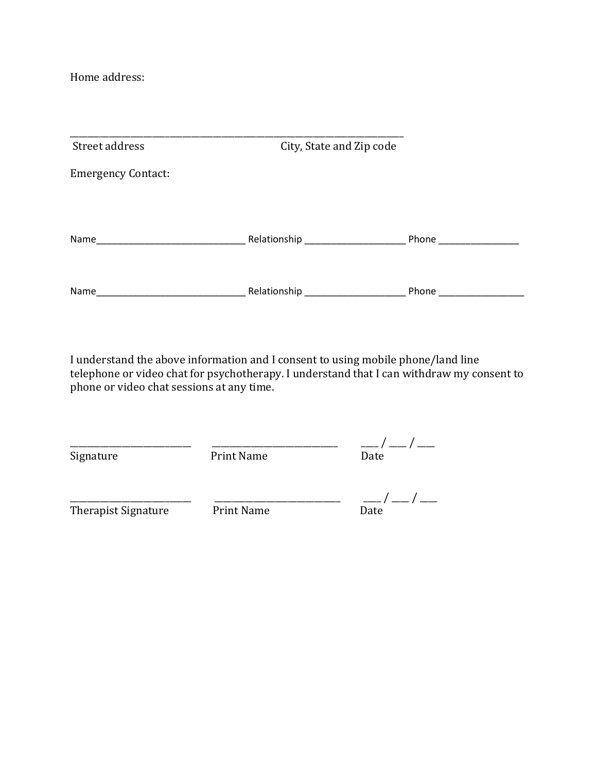Home address:

______________________________________________________________________________

Street address                                        City, State and Zip code

Emergency Contact:

Name________________________________ Relationship ______________________ Phone __________________

Name________________________________ Relationship ______________________ Phone ____________________

I understand the above information and I consent to using mobile phone/land line telephone or video chat for psychotherapy. I understand that I can withdraw my consent to phone or video chat sessions at any time.

| | | |
|---|---|---|
| __________________________ | ___________________________ | ____ / ____ / ____ |
| Signature | Print Name | Date |
| __________________________ | ___________________________ | ____ / ____ / ____ |
| Therapist Signature | Print Name | Date |